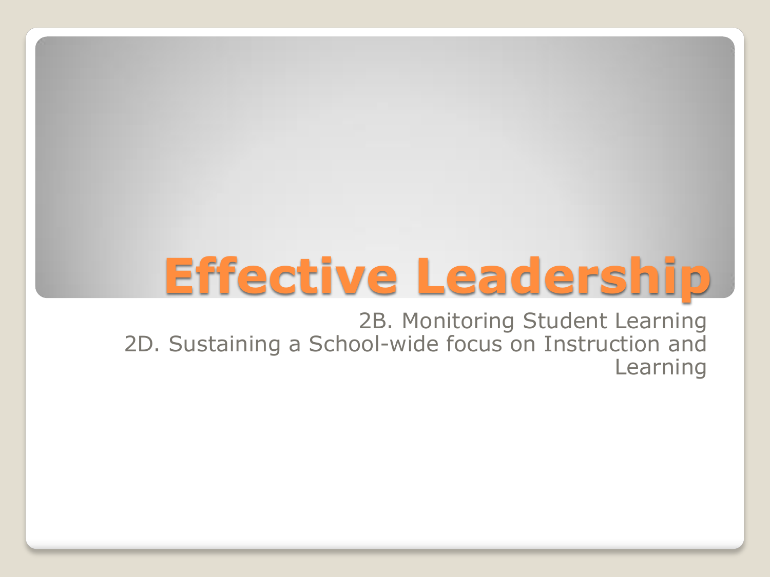# Effective Leadership

2B. Monitoring Student Learning
2D. Sustaining a School-wide focus on Instruction and Learning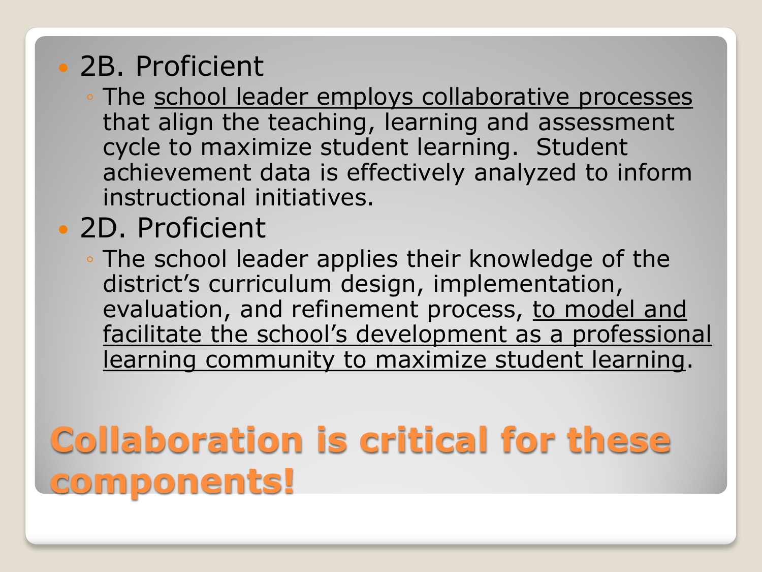- 2B. Proficient
    - The <u>school leader employs collaborative processes</u> that align the teaching, learning and assessment cycle to maximize student learning.  Student achievement data is effectively analyzed to inform instructional initiatives.
- 2D. Proficient
    - The school leader applies their knowledge of the district's curriculum design, implementation, evaluation, and refinement process, <u>to model and facilitate the school's development as a professional learning community to maximize student learning</u>.

# Collaboration is critical for these components!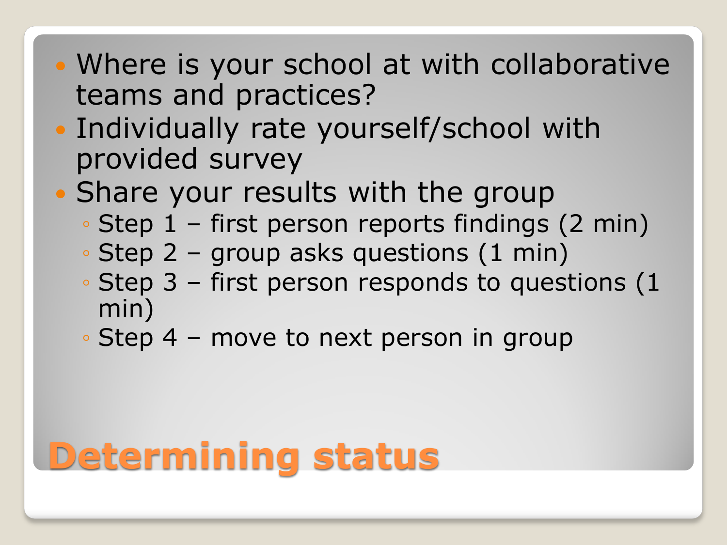# Determining status

- Where is your school at with collaborative teams and practices?
- Individually rate yourself/school with provided survey
- Share your results with the group
  - Step 1 – first person reports findings (2 min)
  - Step 2 – group asks questions (1 min)
  - Step 3 – first person responds to questions (1 min)
  - Step 4 – move to next person in group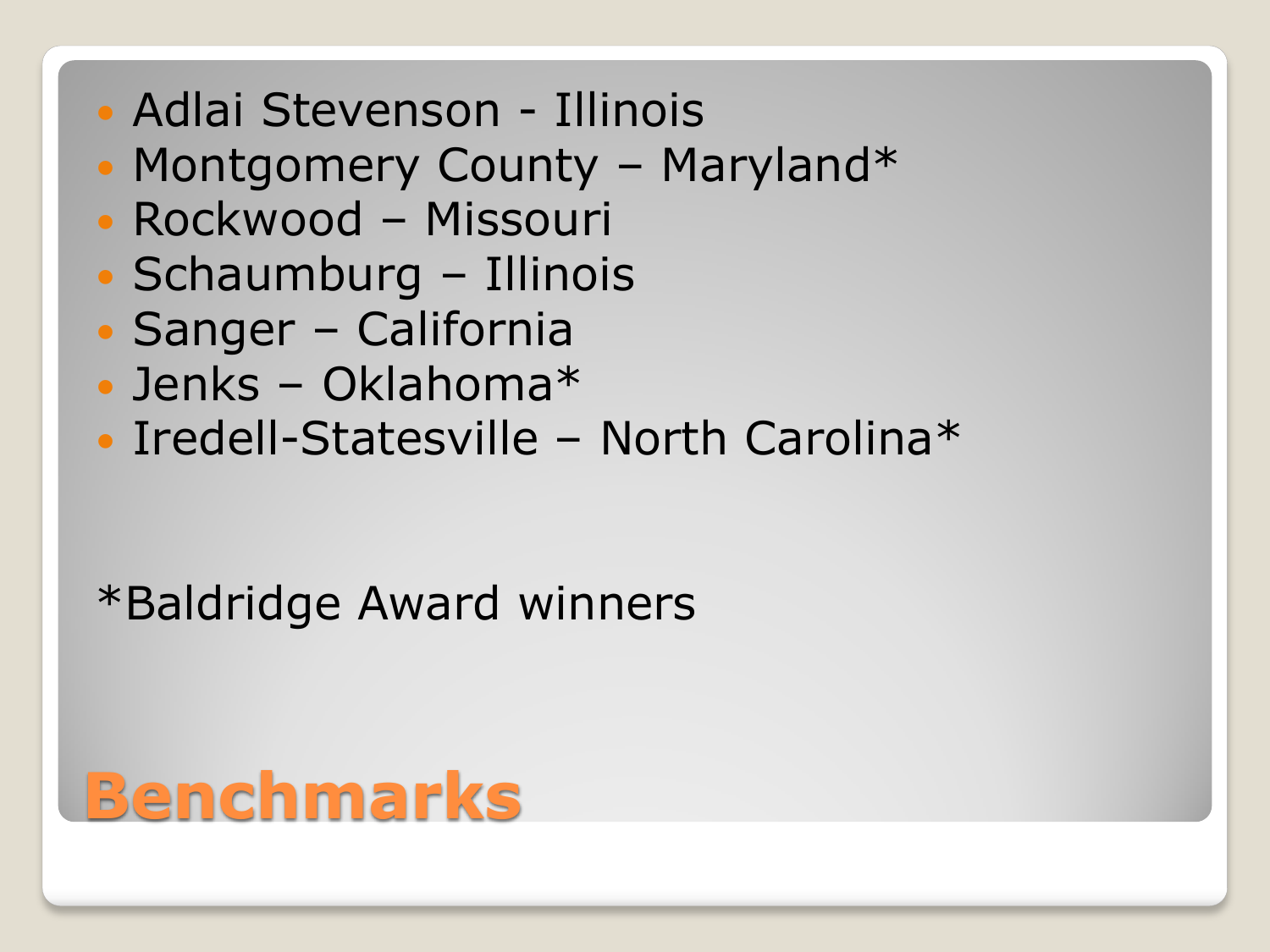# Benchmarks

- Adlai Stevenson - Illinois
- Montgomery County – Maryland*
- Rockwood – Missouri
- Schaumburg – Illinois
- Sanger – California
- Jenks – Oklahoma*
- Iredell-Statesville – North Carolina*

*Baldridge Award winners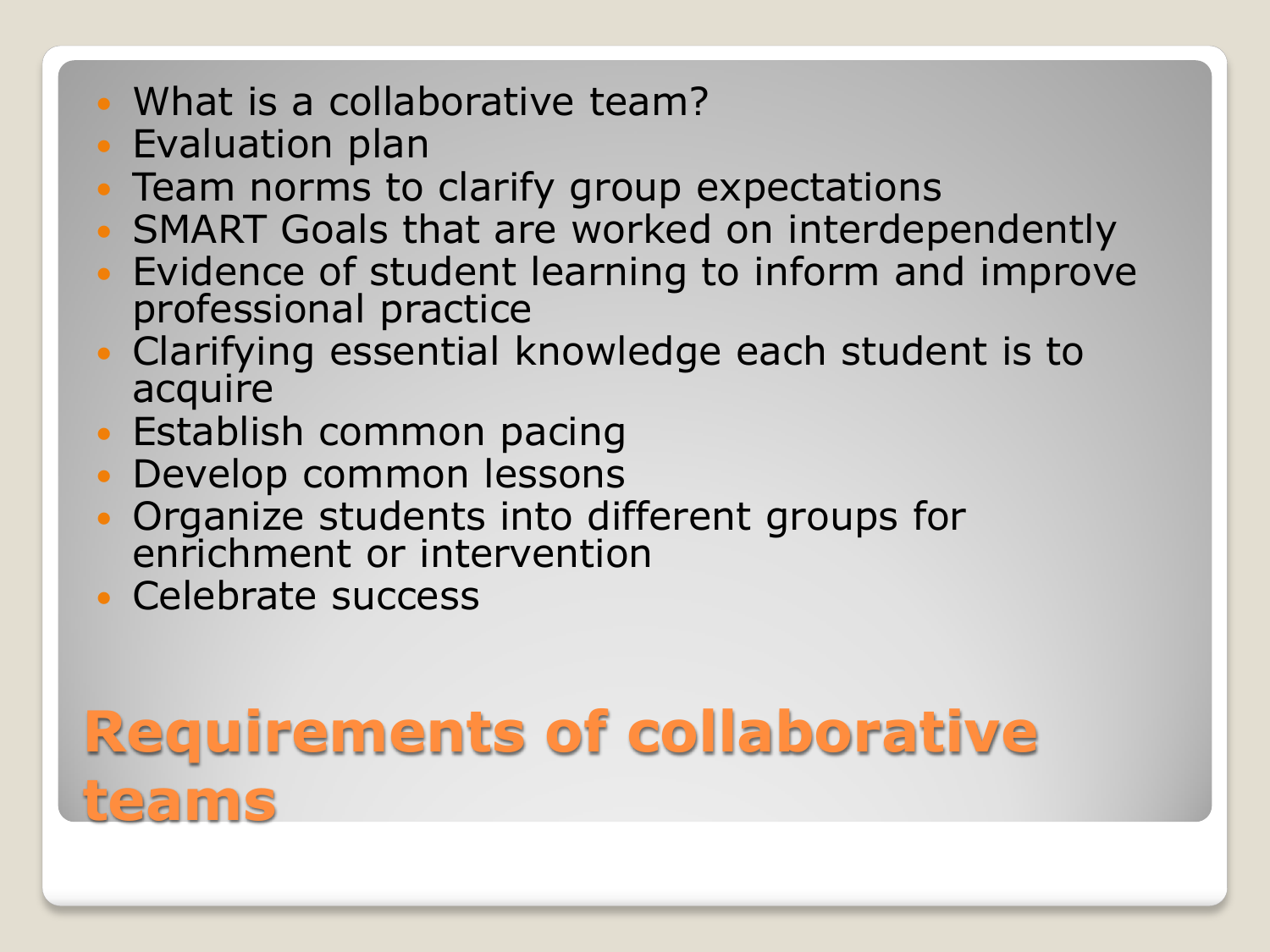# Requirements of collaborative teams

- What is a collaborative team?
- Evaluation plan
- Team norms to clarify group expectations
- SMART Goals that are worked on interdependently
- Evidence of student learning to inform and improve professional practice
- Clarifying essential knowledge each student is to acquire
- Establish common pacing
- Develop common lessons
- Organize students into different groups for enrichment or intervention
- Celebrate success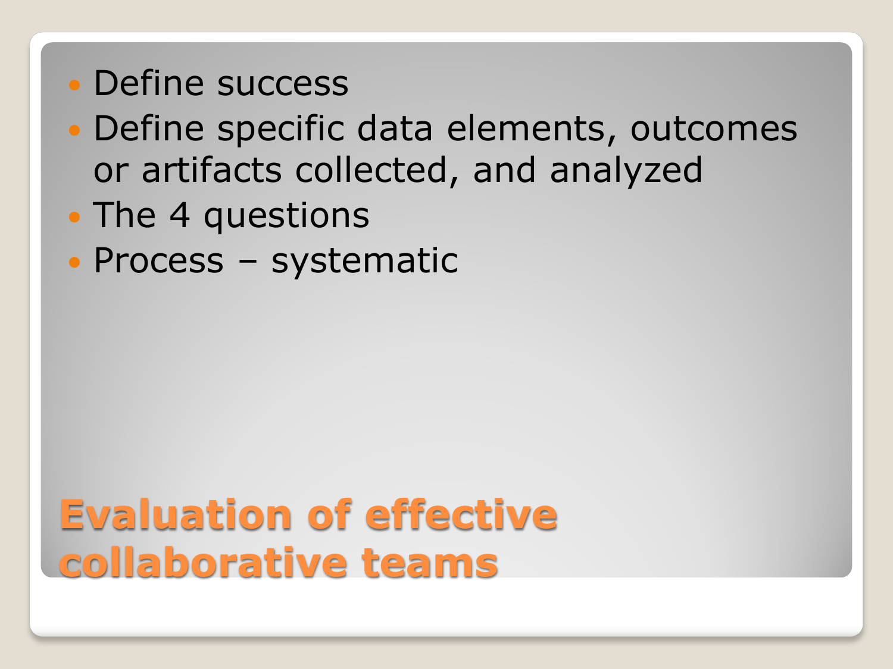## Evaluation of effective collaborative teams

- Define success
- Define specific data elements, outcomes or artifacts collected, and analyzed
- The 4 questions
- Process – systematic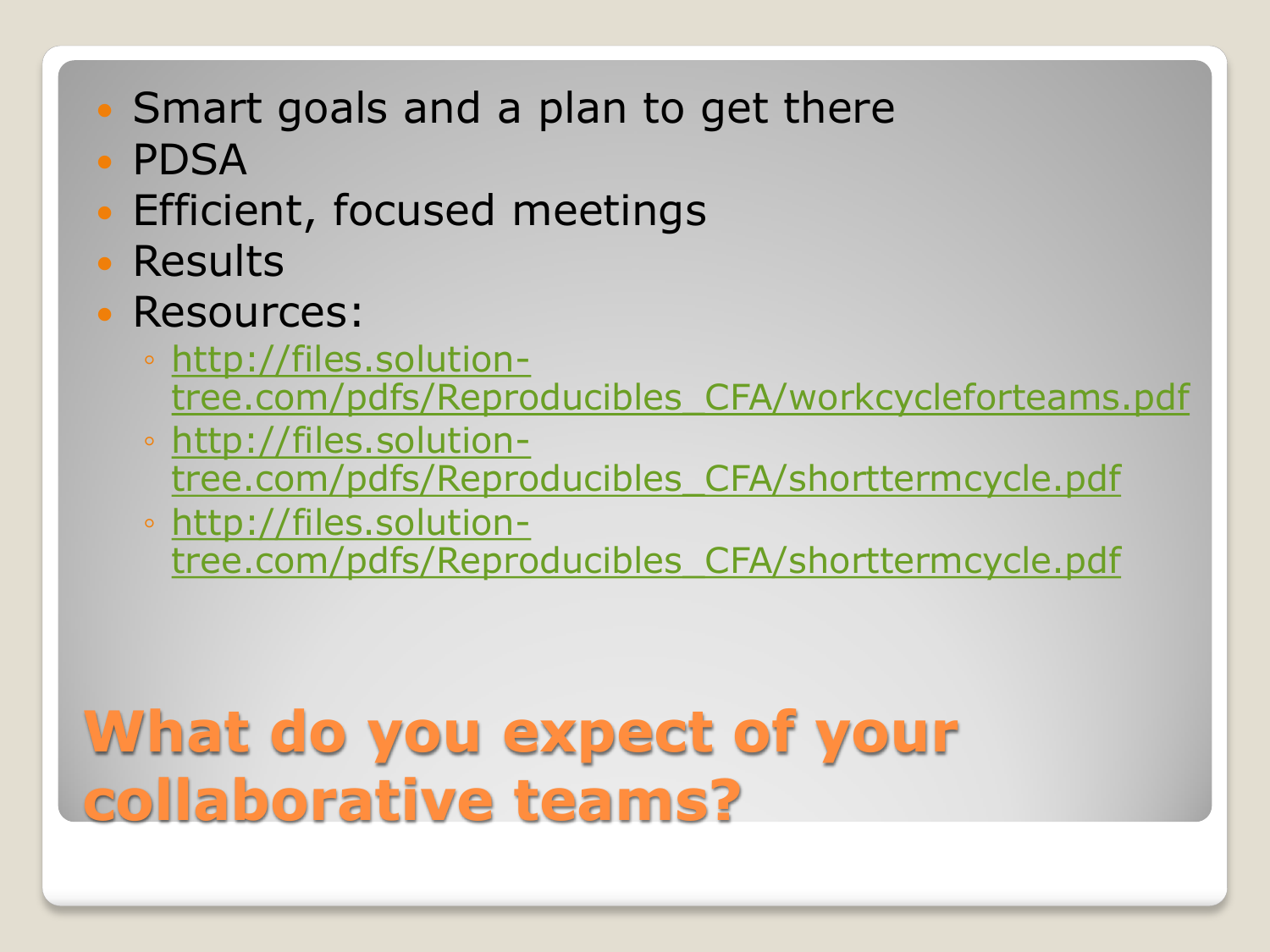- Smart goals and a plan to get there
- PDSA
- Efficient, focused meetings
- Results
- Resources:
  - http://files.solution-tree.com/pdfs/Reproducibles_CFA/workcycleforteams.pdf
  - http://files.solution-tree.com/pdfs/Reproducibles_CFA/shorttermcycle.pdf
  - http://files.solution-tree.com/pdfs/Reproducibles_CFA/shorttermcycle.pdf

# What do you expect of your collaborative teams?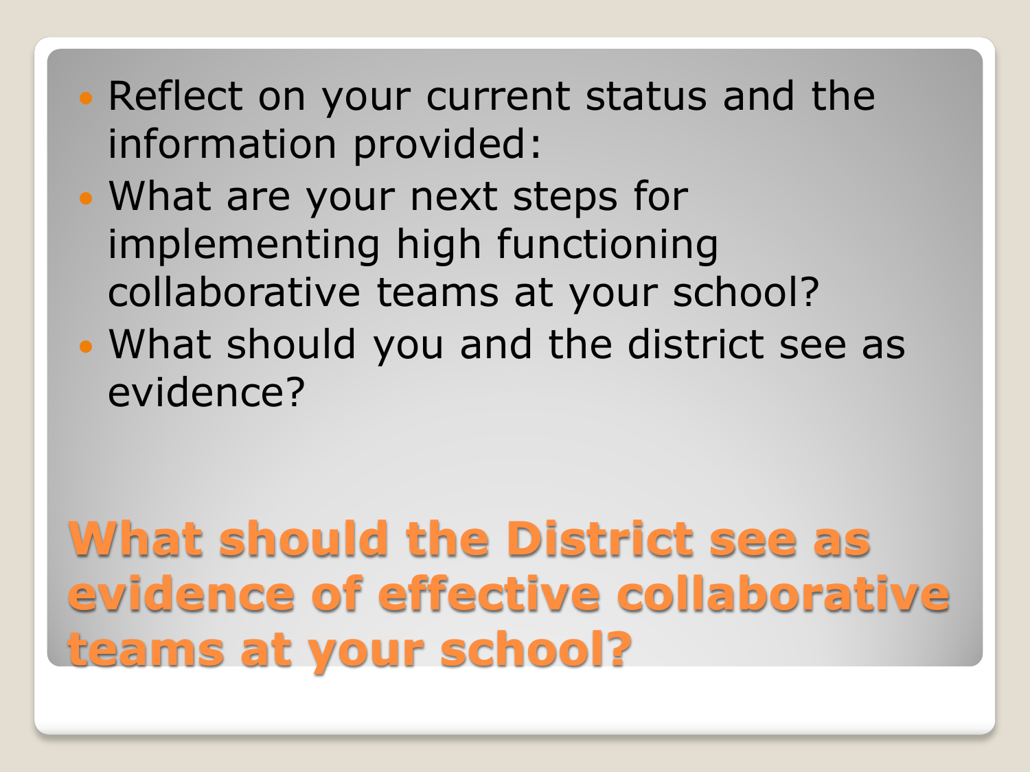- Reflect on your current status and the information provided:
- What are your next steps for implementing high functioning collaborative teams at your school?
- What should you and the district see as evidence?

# What should the District see as evidence of effective collaborative teams at your school?